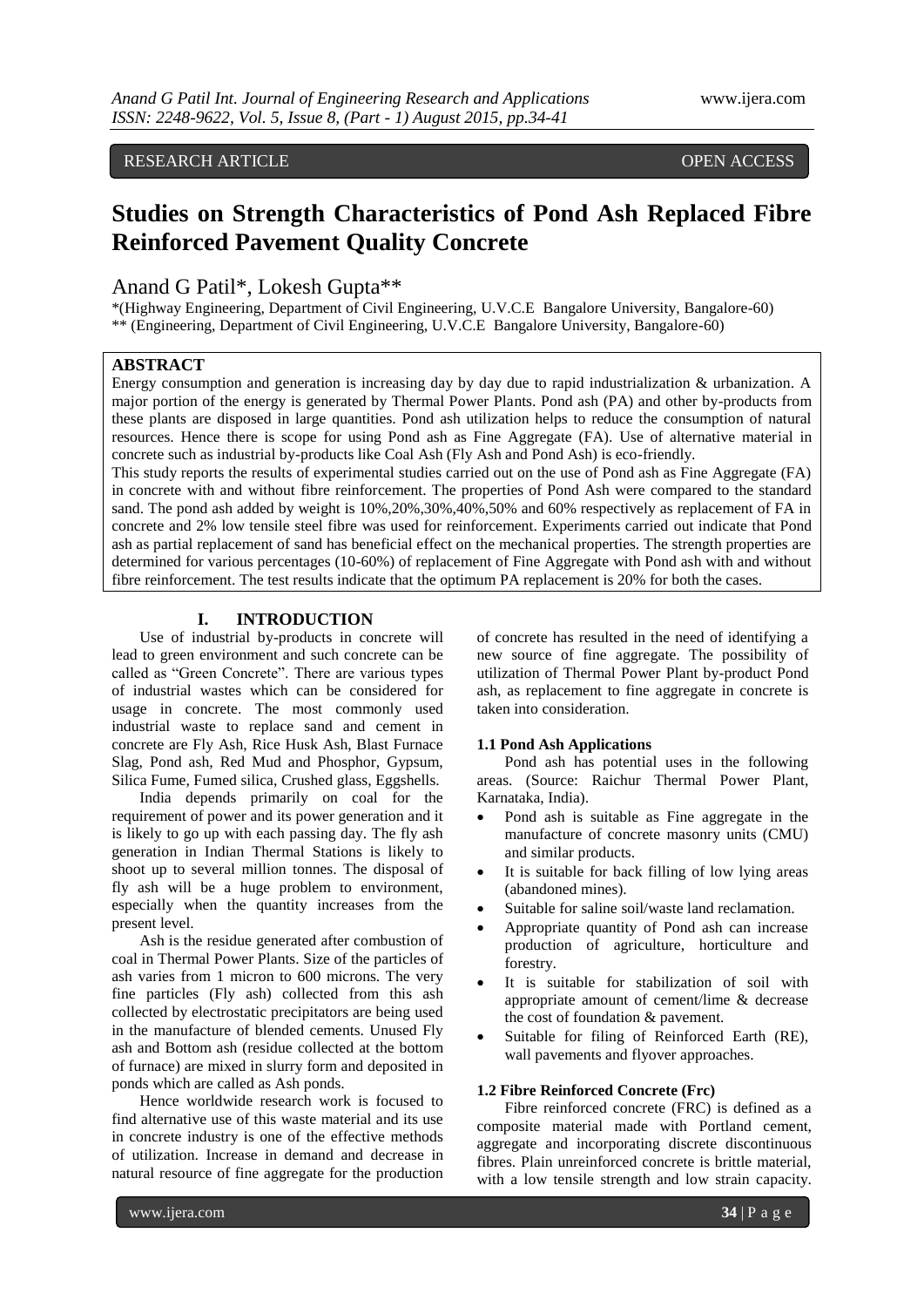RESEARCH ARTICLE OPEN ACCESS

# Studies on Strength Characteristics of Pond Ash Replaced Fibre Reinforced Pavement Quality Concrete

Anand G Patil*, Lokesh Gupta**

*(Highway Engineering, Department of Civil Engineering, U.V.C.E Bangalore University, Bangalore-60)
** (Engineering, Department of Civil Engineering, U.V.C.E Bangalore University, Bangalore-60)

## ABSTRACT

Energy consumption and generation is increasing day by day due to rapid industrialization & urbanization. A major portion of the energy is generated by Thermal Power Plants. Pond ash (PA) and other by-products from these plants are disposed in large quantities. Pond ash utilization helps to reduce the consumption of natural resources. Hence there is scope for using Pond ash as Fine Aggregate (FA). Use of alternative material in concrete such as industrial by-products like Coal Ash (Fly Ash and Pond Ash) is eco-friendly.

This study reports the results of experimental studies carried out on the use of Pond ash as Fine Aggregate (FA) in concrete with and without fibre reinforcement. The properties of Pond Ash were compared to the standard sand. The pond ash added by weight is 10%,20%,30%,40%,50% and 60% respectively as replacement of FA in concrete and 2% low tensile steel fibre was used for reinforcement. Experiments carried out indicate that Pond ash as partial replacement of sand has beneficial effect on the mechanical properties. The strength properties are determined for various percentages (10-60%) of replacement of Fine Aggregate with Pond ash with and without fibre reinforcement. The test results indicate that the optimum PA replacement is 20% for both the cases.

## I. INTRODUCTION

Use of industrial by-products in concrete will lead to green environment and such concrete can be called as "Green Concrete". There are various types of industrial wastes which can be considered for usage in concrete. The most commonly used industrial waste to replace sand and cement in concrete are Fly Ash, Rice Husk Ash, Blast Furnace Slag, Pond ash, Red Mud and Phosphor, Gypsum, Silica Fume, Fumed silica, Crushed glass, Eggshells.

India depends primarily on coal for the requirement of power and its power generation and it is likely to go up with each passing day. The fly ash generation in Indian Thermal Stations is likely to shoot up to several million tonnes. The disposal of fly ash will be a huge problem to environment, especially when the quantity increases from the present level.

Ash is the residue generated after combustion of coal in Thermal Power Plants. Size of the particles of ash varies from 1 micron to 600 microns. The very fine particles (Fly ash) collected from this ash collected by electrostatic precipitators are being used in the manufacture of blended cements. Unused Fly ash and Bottom ash (residue collected at the bottom of furnace) are mixed in slurry form and deposited in ponds which are called as Ash ponds.

Hence worldwide research work is focused to find alternative use of this waste material and its use in concrete industry is one of the effective methods of utilization. Increase in demand and decrease in natural resource of fine aggregate for the production of concrete has resulted in the need of identifying a new source of fine aggregate. The possibility of utilization of Thermal Power Plant by-product Pond ash, as replacement to fine aggregate in concrete is taken into consideration.

### 1.1 Pond Ash Applications

Pond ash has potential uses in the following areas. (Source: Raichur Thermal Power Plant, Karnataka, India).

- Pond ash is suitable as Fine aggregate in the manufacture of concrete masonry units (CMU) and similar products.
- It is suitable for back filling of low lying areas (abandoned mines).
- Suitable for saline soil/waste land reclamation.
- Appropriate quantity of Pond ash can increase production of agriculture, horticulture and forestry.
- It is suitable for stabilization of soil with appropriate amount of cement/lime & decrease the cost of foundation & pavement.
- Suitable for filing of Reinforced Earth (RE), wall pavements and flyover approaches.

### 1.2 Fibre Reinforced Concrete (Frc)

Fibre reinforced concrete (FRC) is defined as a composite material made with Portland cement, aggregate and incorporating discrete discontinuous fibres. Plain unreinforced concrete is brittle material, with a low tensile strength and low strain capacity.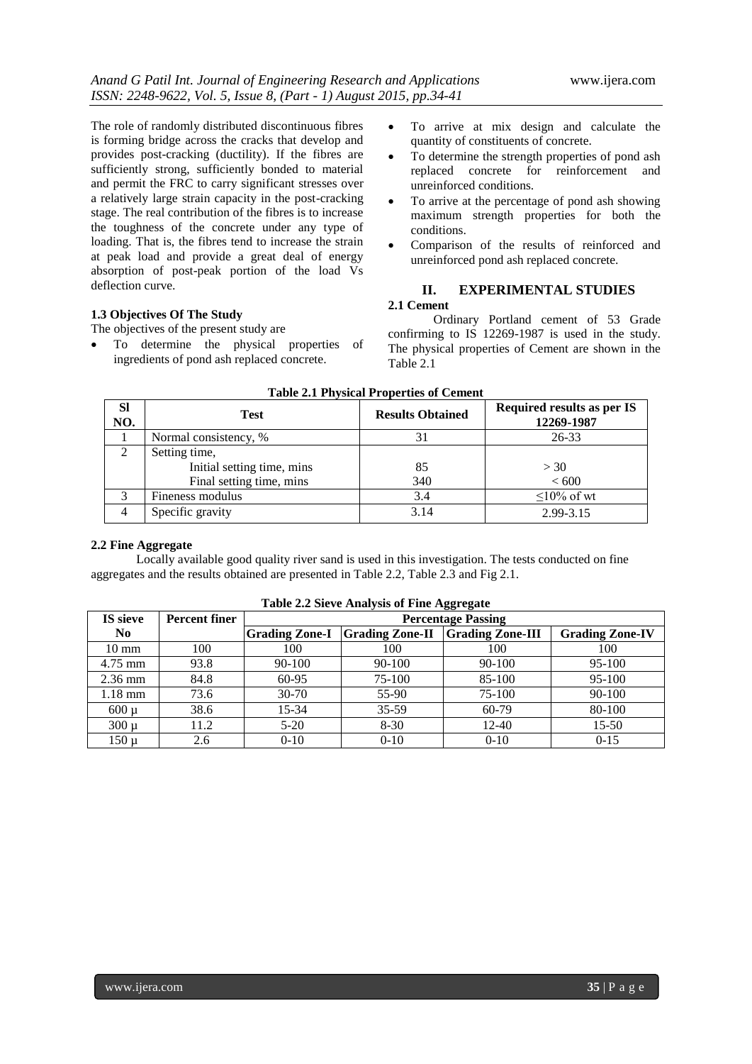The role of randomly distributed discontinuous fibres is forming bridge across the cracks that develop and provides post-cracking (ductility). If the fibres are sufficiently strong, sufficiently bonded to material and permit the FRC to carry significant stresses over a relatively large strain capacity in the post-cracking stage. The real contribution of the fibres is to increase the toughness of the concrete under any type of loading. That is, the fibres tend to increase the strain at peak load and provide a great deal of energy absorption of post-peak portion of the load Vs deflection curve.

### 1.3 Objectives Of The Study

The objectives of the present study are

- To determine the physical properties of ingredients of pond ash replaced concrete.
- To arrive at mix design and calculate the quantity of constituents of concrete.
- To determine the strength properties of pond ash replaced concrete for reinforcement and unreinforced conditions.
- To arrive at the percentage of pond ash showing maximum strength properties for both the conditions.
- Comparison of the results of reinforced and unreinforced pond ash replaced concrete.

## II. EXPERIMENTAL STUDIES

### 2.1 Cement

Ordinary Portland cement of 53 Grade confirming to IS 12269-1987 is used in the study. The physical properties of Cement are shown in the Table 2.1

**Table 2.1 Physical Properties of Cement**

| Sl NO. | Test | Results Obtained | Required results as per IS 12269-1987 |
|---|---|---|---|
| 1 | Normal consistency, % | 31 | 26-33 |
| 2 | Setting time,<br>Initial setting time, mins<br>Final setting time, mins | <br>85<br>340 | <br>> 30<br>< 600 |
| 3 | Fineness modulus | 3.4 | ≤10% of wt |
| 4 | Specific gravity | 3.14 | 2.99-3.15 |

### 2.2 Fine Aggregate

Locally available good quality river sand is used in this investigation. The tests conducted on fine aggregates and the results obtained are presented in Table 2.2, Table 2.3 and Fig 2.1.

**Table 2.2 Sieve Analysis of Fine Aggregate**

| IS sieve No | Percent finer | Percentage Passing | | | |
|---|---|---|---|---|---|
| | | Grading Zone-I | Grading Zone-II | Grading Zone-III | Grading Zone-IV |
| 10 mm | 100 | 100 | 100 | 100 | 100 |
| 4.75 mm | 93.8 | 90-100 | 90-100 | 90-100 | 95-100 |
| 2.36 mm | 84.8 | 60-95 | 75-100 | 85-100 | 95-100 |
| 1.18 mm | 73.6 | 30-70 | 55-90 | 75-100 | 90-100 |
| 600 µ | 38.6 | 15-34 | 35-59 | 60-79 | 80-100 |
| 300 µ | 11.2 | 5-20 | 8-30 | 12-40 | 15-50 |
| 150 µ | 2.6 | 0-10 | 0-10 | 0-10 | 0-15 |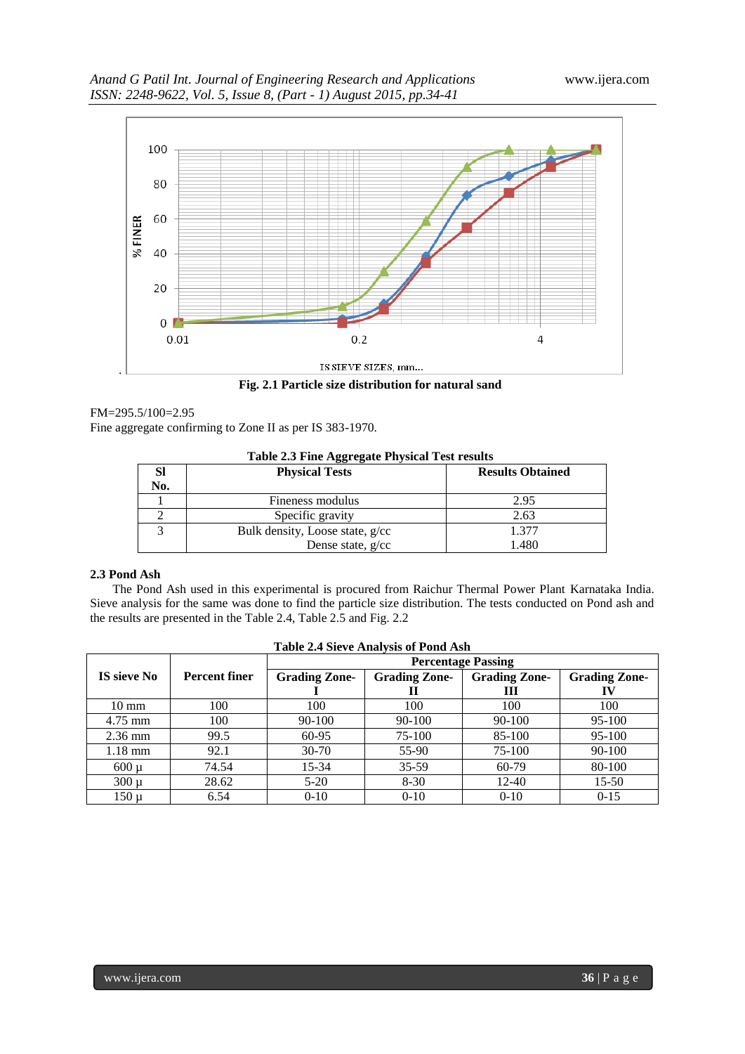Fig. 2.1 Particle size distribution for natural sand

FM=295.5/100=2.95

Fine aggregate confirming to Zone II as per IS 383-1970.

**Table 2.3 Fine Aggregate Physical Test results**

| Sl No. | Physical Tests | Results Obtained |
|---|---|---|
| 1 | Fineness modulus | 2.95 |
| 2 | Specific gravity | 2.63 |
| 3 | Bulk density, Loose state, g/cc<br>Dense state, g/cc | 1.377<br>1.480 |

### 2.3 Pond Ash

The Pond Ash used in this experimental is procured from Raichur Thermal Power Plant Karnataka India. Sieve analysis for the same was done to find the particle size distribution. The tests conducted on Pond ash and the results are presented in the Table 2.4, Table 2.5 and Fig. 2.2

**Table 2.4 Sieve Analysis of Pond Ash**

| IS sieve No | Percent finer | Percentage Passing | | | |
|---|---|---|---|---|---|
| | | Grading Zone-I | Grading Zone-II | Grading Zone-III | Grading Zone-IV |
| 10 mm | 100 | 100 | 100 | 100 | 100 |
| 4.75 mm | 100 | 90-100 | 90-100 | 90-100 | 95-100 |
| 2.36 mm | 99.5 | 60-95 | 75-100 | 85-100 | 95-100 |
| 1.18 mm | 92.1 | 30-70 | 55-90 | 75-100 | 90-100 |
| 600 µ | 74.54 | 15-34 | 35-59 | 60-79 | 80-100 |
| 300 µ | 28.62 | 5-20 | 8-30 | 12-40 | 15-50 |
| 150 µ | 6.54 | 0-10 | 0-10 | 0-10 | 0-15 |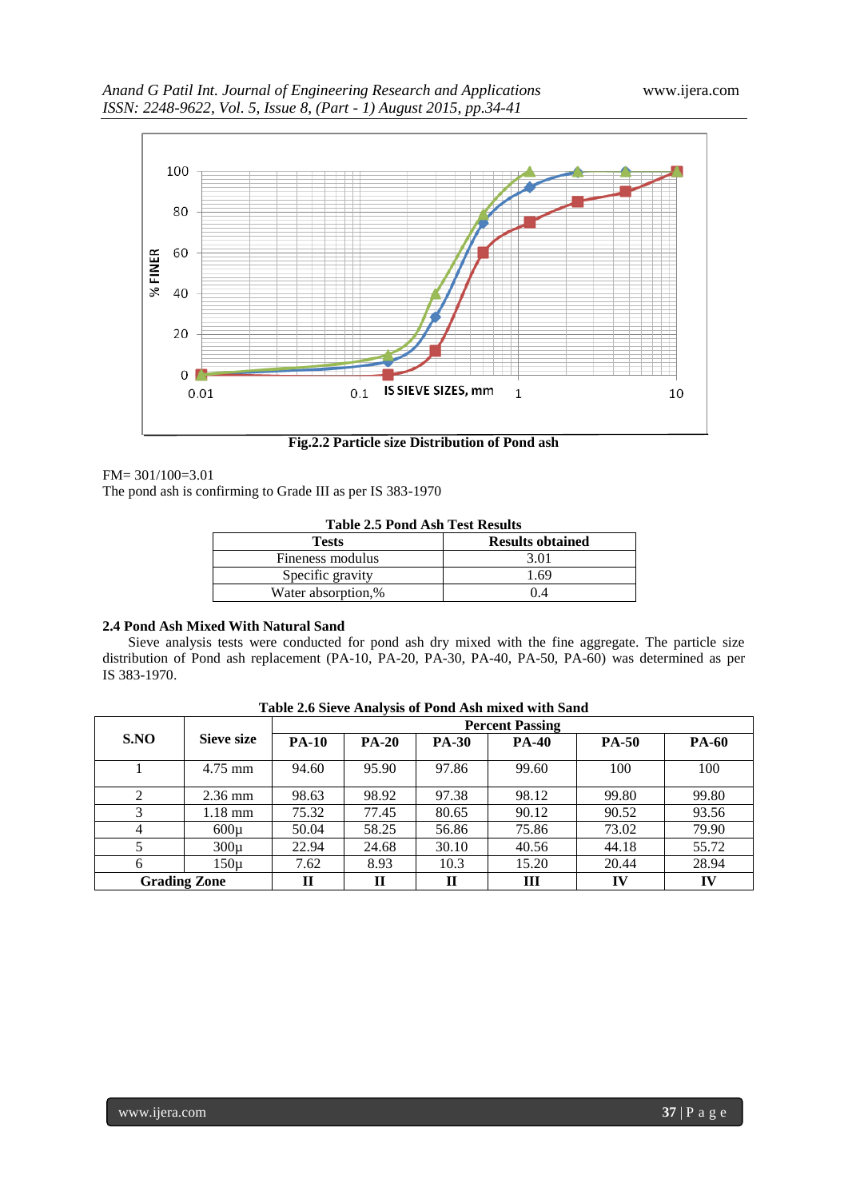Fig.2.2 Particle size Distribution of Pond ash

FM= 301/100=3.01

The pond ash is confirming to Grade III as per IS 383-1970

**Table 2.5 Pond Ash Test Results**

| Tests | Results obtained |
|---|---|
| Fineness modulus | 3.01 |
| Specific gravity | 1.69 |
| Water absorption,% | 0.4 |

### 2.4 Pond Ash Mixed With Natural Sand

Sieve analysis tests were conducted for pond ash dry mixed with the fine aggregate. The particle size distribution of Pond ash replacement (PA-10, PA-20, PA-30, PA-40, PA-50, PA-60) was determined as per IS 383-1970.

**Table 2.6 Sieve Analysis of Pond Ash mixed with Sand**

| S.NO | Sieve size | Percent Passing | | | | | |
|---|---|---|---|---|---|---|---|
| | | PA-10 | PA-20 | PA-30 | PA-40 | PA-50 | PA-60 |
| 1 | 4.75 mm | 94.60 | 95.90 | 97.86 | 99.60 | 100 | 100 |
| 2 | 2.36 mm | 98.63 | 98.92 | 97.38 | 98.12 | 99.80 | 99.80 |
| 3 | 1.18 mm | 75.32 | 77.45 | 80.65 | 90.12 | 90.52 | 93.56 |
| 4 | 600µ | 50.04 | 58.25 | 56.86 | 75.86 | 73.02 | 79.90 |
| 5 | 300µ | 22.94 | 24.68 | 30.10 | 40.56 | 44.18 | 55.72 |
| 6 | 150µ | 7.62 | 8.93 | 10.3 | 15.20 | 20.44 | 28.94 |
| **Grading Zone** | | **II** | **II** | **II** | **III** | **IV** | **IV** |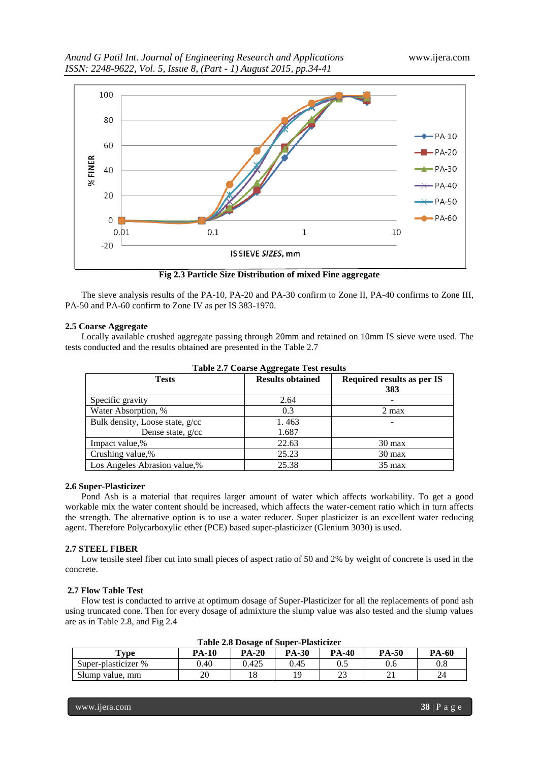Fig 2.3 Particle Size Distribution of mixed Fine aggregate

The sieve analysis results of the PA-10, PA-20 and PA-30 confirm to Zone II, PA-40 confirms to Zone III, PA-50 and PA-60 confirm to Zone IV as per IS 383-1970.

### 2.5 Coarse Aggregate

Locally available crushed aggregate passing through 20mm and retained on 10mm IS sieve were used. The tests conducted and the results obtained are presented in the Table 2.7

**Table 2.7 Coarse Aggregate Test results**

| Tests | Results obtained | Required results as per IS 383 |
|---|---|---|
| Specific gravity | 2.64 | - |
| Water Absorption, % | 0.3 | 2 max |
| Bulk density, Loose state, g/cc<br>Dense state, g/cc | 1. 463<br>1.687 | - |
| Impact value,% | 22.63 | 30 max |
| Crushing value,% | 25.23 | 30 max |
| Los Angeles Abrasion value,% | 25.38 | 35 max |

### 2.6 Super-Plasticizer

Pond Ash is a material that requires larger amount of water which affects workability. To get a good workable mix the water content should be increased, which affects the water-cement ratio which in turn affects the strength. The alternative option is to use a water reducer. Super plasticizer is an excellent water reducing agent. Therefore Polycarboxylic ether (PCE) based super-plasticizer (Glenium 3030) is used.

### 2.7 STEEL FIBER

Low tensile steel fiber cut into small pieces of aspect ratio of 50 and 2% by weight of concrete is used in the concrete.

### 2.7 Flow Table Test

Flow test is conducted to arrive at optimum dosage of Super-Plasticizer for all the replacements of pond ash using truncated cone. Then for every dosage of admixture the slump value was also tested and the slump values are as in Table 2.8, and Fig 2.4

**Table 2.8 Dosage of Super-Plasticizer**

| Type | PA-10 | PA-20 | PA-30 | PA-40 | PA-50 | PA-60 |
|---|---|---|---|---|---|---|
| Super-plasticizer % | 0.40 | 0.425 | 0.45 | 0.5 | 0.6 | 0.8 |
| Slump value, mm | 20 | 18 | 19 | 23 | 21 | 24 |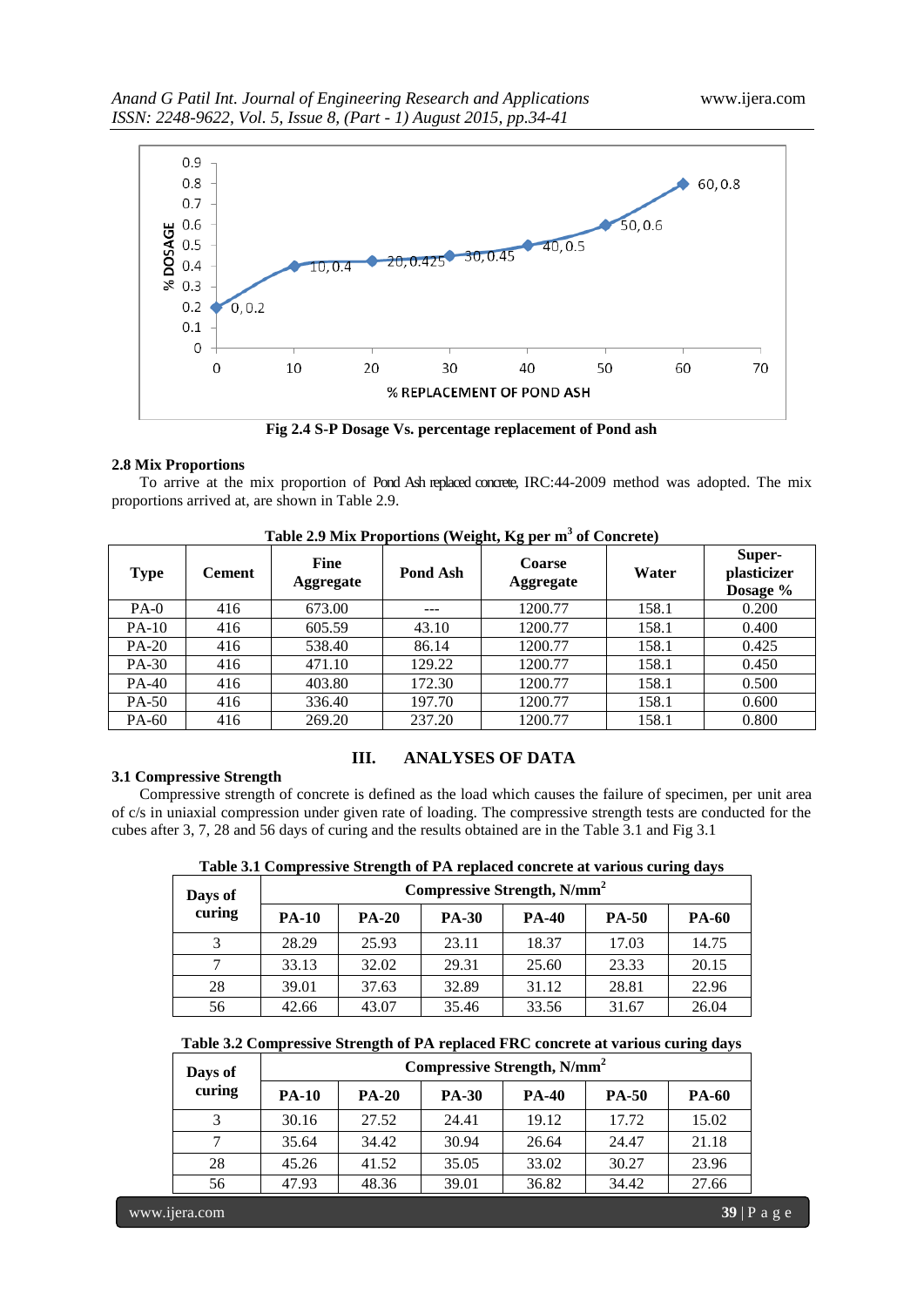Fig 2.4 S-P Dosage Vs. percentage replacement of Pond ash

**2.8 Mix Proportions**

To arrive at the mix proportion of Pond Ash replaced concrete, IRC:44-2009 method was adopted. The mix proportions arrived at, are shown in Table 2.9.

**Table 2.9 Mix Proportions (Weight, Kg per $m^3$ of Concrete)**

| Type | Cement | Fine Aggregate | Pond Ash | Coarse Aggregate | Water | Super-plasticizer Dosage % |
|---|---|---|---|---|---|---|
| PA-0 | 416 | 673.00 | --- | 1200.77 | 158.1 | 0.200 |
| PA-10 | 416 | 605.59 | 43.10 | 1200.77 | 158.1 | 0.400 |
| PA-20 | 416 | 538.40 | 86.14 | 1200.77 | 158.1 | 0.425 |
| PA-30 | 416 | 471.10 | 129.22 | 1200.77 | 158.1 | 0.450 |
| PA-40 | 416 | 403.80 | 172.30 | 1200.77 | 158.1 | 0.500 |
| PA-50 | 416 | 336.40 | 197.70 | 1200.77 | 158.1 | 0.600 |
| PA-60 | 416 | 269.20 | 237.20 | 1200.77 | 158.1 | 0.800 |

# III. ANALYSES OF DATA

**3.1 Compressive Strength**

Compressive strength of concrete is defined as the load which causes the failure of specimen, per unit area of c/s in uniaxial compression under given rate of loading. The compressive strength tests are conducted for the cubes after 3, 7, 28 and 56 days of curing and the results obtained are in the Table 3.1 and Fig 3.1

**Table 3.1 Compressive Strength of PA replaced concrete at various curing days**

| Days of curing | Compressive Strength, $N/mm^2$ | | | | | |
|---|---|---|---|---|---|---|
| | PA-10 | PA-20 | PA-30 | PA-40 | PA-50 | PA-60 |
| 3 | 28.29 | 25.93 | 23.11 | 18.37 | 17.03 | 14.75 |
| 7 | 33.13 | 32.02 | 29.31 | 25.60 | 23.33 | 20.15 |
| 28 | 39.01 | 37.63 | 32.89 | 31.12 | 28.81 | 22.96 |
| 56 | 42.66 | 43.07 | 35.46 | 33.56 | 31.67 | 26.04 |

**Table 3.2 Compressive Strength of PA replaced FRC concrete at various curing days**

| Days of curing | Compressive Strength, $N/mm^2$ | | | | | |
|---|---|---|---|---|---|---|
| | PA-10 | PA-20 | PA-30 | PA-40 | PA-50 | PA-60 |
| 3 | 30.16 | 27.52 | 24.41 | 19.12 | 17.72 | 15.02 |
| 7 | 35.64 | 34.42 | 30.94 | 26.64 | 24.47 | 21.18 |
| 28 | 45.26 | 41.52 | 35.05 | 33.02 | 30.27 | 23.96 |
| 56 | 47.93 | 48.36 | 39.01 | 36.82 | 34.42 | 27.66 |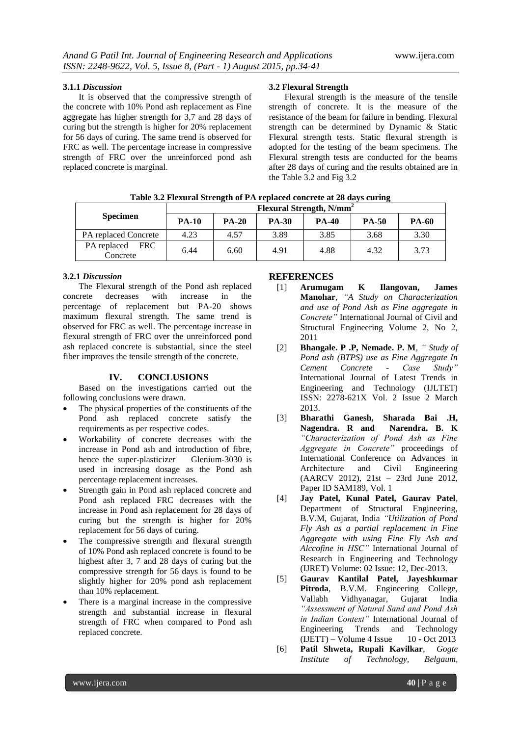#### 3.1.1 *Discussion*

It is observed that the compressive strength of the concrete with 10% Pond ash replacement as Fine aggregate has higher strength for 3,7 and 28 days of curing but the strength is higher for 20% replacement for 56 days of curing. The same trend is observed for FRC as well. The percentage increase in compressive strength of FRC over the unreinforced pond ash replaced concrete is marginal.

### 3.2 Flexural Strength

Flexural strength is the measure of the tensile strength of concrete. It is the measure of the resistance of the beam for failure in bending. Flexural strength can be determined by Dynamic & Static Flexural strength tests. Static flexural strength is adopted for the testing of the beam specimens. The Flexural strength tests are conducted for the beams after 28 days of curing and the results obtained are in the Table 3.2 and Fig 3.2

**Table 3.2 Flexural Strength of PA replaced concrete at 28 days curing**

| Specimen | Flexural Strength, N/mm$^2$ | | | | | |
|---|---|---|---|---|---|---|
| | **PA-10** | **PA-20** | **PA-30** | **PA-40** | **PA-50** | **PA-60** |
| PA replaced Concrete | 4.23 | 4.57 | 3.89 | 3.85 | 3.68 | 3.30 |
| PA replaced FRC Concrete | 6.44 | 6.60 | 4.91 | 4.88 | 4.32 | 3.73 |

#### 3.2.1 *Discussion*

The Flexural strength of the Pond ash replaced concrete decreases with increase in the percentage of replacement but PA-20 shows maximum flexural strength. The same trend is observed for FRC as well. The percentage increase in flexural strength of FRC over the unreinforced pond ash replaced concrete is substantial, since the steel fiber improves the tensile strength of the concrete.

## IV. CONCLUSIONS

Based on the investigations carried out the following conclusions were drawn.

- The physical properties of the constituents of the Pond ash replaced concrete satisfy the requirements as per respective codes.
- Workability of concrete decreases with the increase in Pond ash and introduction of fibre, hence the super-plasticizer Glenium-3030 is used in increasing dosage as the Pond ash percentage replacement increases.
- Strength gain in Pond ash replaced concrete and Pond ash replaced FRC decreases with the increase in Pond ash replacement for 28 days of curing but the strength is higher for 20% replacement for 56 days of curing.
- The compressive strength and flexural strength of 10% Pond ash replaced concrete is found to be highest after 3, 7 and 28 days of curing but the compressive strength for 56 days is found to be slightly higher for 20% pond ash replacement than 10% replacement.
- There is a marginal increase in the compressive strength and substantial increase in flexural strength of FRC when compared to Pond ash replaced concrete.

## REFERENCES

[1] **Arumugam K Ilangovan, James Manohar**, *"A Study on Characterization and use of Pond Ash as Fine aggregate in Concrete"* International Journal of Civil and Structural Engineering Volume 2, No 2, 2011

[2] **Bhangale. P .P, Nemade. P. M**, *" Study of Pond ash (BTPS) use as Fine Aggregate In Cement Concrete - Case Study"* International Journal of Latest Trends in Engineering and Technology (IJLTET) ISSN: 2278-621X Vol. 2 Issue 2 March 2013.

[3] **Bharathi Ganesh, Sharada Bai .H, Nagendra. R and Narendra. B. K** *"Characterization of Pond Ash as Fine Aggregate in Concrete"* proceedings of International Conference on Advances in Architecture and Civil Engineering (AARCV 2012), 21st – 23rd June 2012, Paper ID SAM189, Vol. 1

[4] **Jay Patel, Kunal Patel, Gaurav Patel**, Department of Structural Engineering, B.V.M, Gujarat, India *"Utilization of Pond Fly Ash as a partial replacement in Fine Aggregate with using Fine Fly Ash and Alccofine in HSC"* International Journal of Research in Engineering and Technology (IJRET) Volume: 02 Issue: 12, Dec-2013.

[5] **Gaurav Kantilal Patel, Jayeshkumar Pitroda**, B.V.M. Engineering College, Vallabh Vidhyanagar, Gujarat India *"Assessment of Natural Sand and Pond Ash in Indian Context"* International Journal of Engineering Trends and Technology (IJETT) – Volume 4 Issue 10 - Oct 2013

[6] **Patil Shweta, Rupali Kavilkar**, *Gogte Institute of Technology, Belgaum,*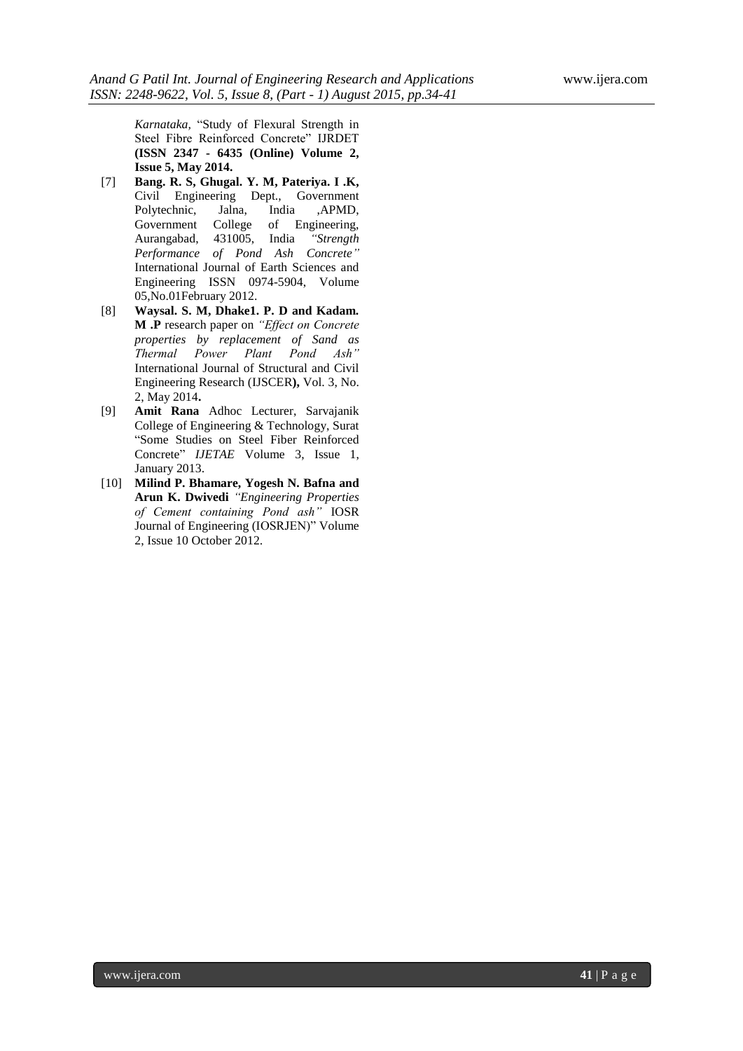*Karnataka,* "Study of Flexural Strength in Steel Fibre Reinforced Concrete" IJRDET **(ISSN 2347 - 6435 (Online) Volume 2, Issue 5, May 2014.**

[7] **Bang. R. S, Ghugal. Y. M, Pateriya. I .K,** Civil Engineering Dept., Government Polytechnic, Jalna, India ,APMD, Government College of Engineering, Aurangabad, 431005, India *"Strength Performance of Pond Ash Concrete"* International Journal of Earth Sciences and Engineering ISSN 0974-5904, Volume 05,No.01February 2012.

[8] **Waysal. S. M, Dhake1. P. D and Kadam. M .P** research paper on *"Effect on Concrete properties by replacement of Sand as Thermal Power Plant Pond Ash"* International Journal of Structural and Civil Engineering Research (IJSCER**),** Vol. 3, No. 2, May 2014**.**

[9] **Amit Rana** Adhoc Lecturer, Sarvajanik College of Engineering & Technology, Surat "Some Studies on Steel Fiber Reinforced Concrete" *IJETAE* Volume 3, Issue 1, January 2013.

[10] **Milind P. Bhamare, Yogesh N. Bafna and Arun K. Dwivedi** *"Engineering Properties of Cement containing Pond ash"* IOSR Journal of Engineering (IOSRJEN)" Volume 2, Issue 10 October 2012.